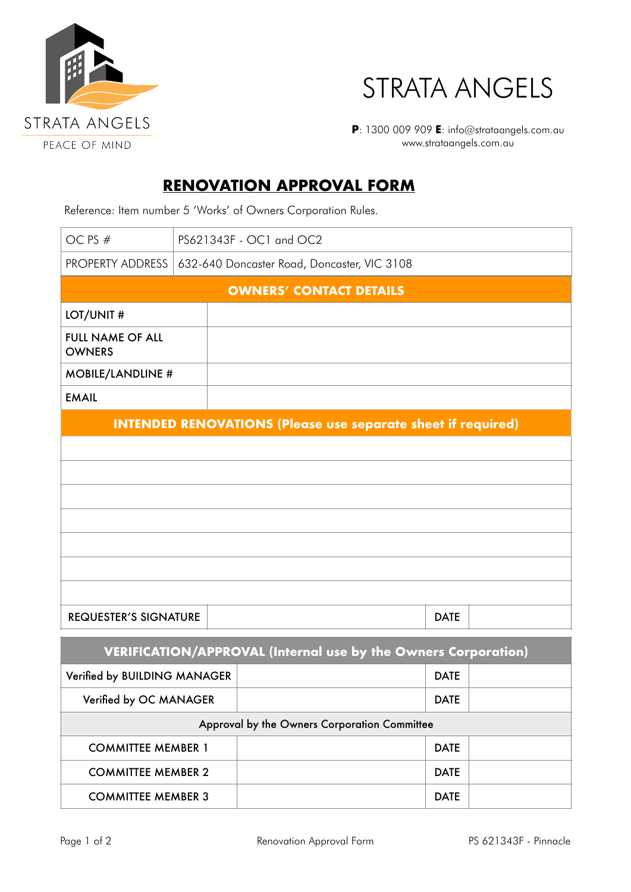STRATA ANGELS

PEACE OF MIND

# STRATA ANGELS

**P**: 1300 009 909 **E**: info@strataangels.com.au
www.strataangels.com.au

## RENOVATION APPROVAL FORM

Reference: Item number 5 'Works' of Owners Corporation Rules.

| OC PS # | PS621343F - OC1 and OC2 |
|---|---|
| PROPERTY ADDRESS | 632-640 Doncaster Road, Doncaster, VIC 3108 |

| OWNERS' CONTACT DETAILS | |
|---|---|
| LOT/UNIT # | |
| FULL NAME OF ALL OWNERS | |
| MOBILE/LANDLINE # | |
| EMAIL | |

| INTENDED RENOVATIONS (Please use separate sheet if required) | | | |
|---|---|---|---|
| | | | |
| | | | |
| | | | |
| | | | |
| | | | |
| | | | |
| | | | |
| REQUESTER'S SIGNATURE | | DATE | |

| VERIFICATION/APPROVAL (Internal use by the Owners Corporation) | | | |
|---|---|---|---|
| Verified by BUILDING MANAGER | | DATE | |
| Verified by OC MANAGER | | DATE | |
| Approval by the Owners Corporation Committee | | | |
| COMMITTEE MEMBER 1 | | DATE | |
| COMMITTEE MEMBER 2 | | DATE | |
| COMMITTEE MEMBER 3 | | DATE | |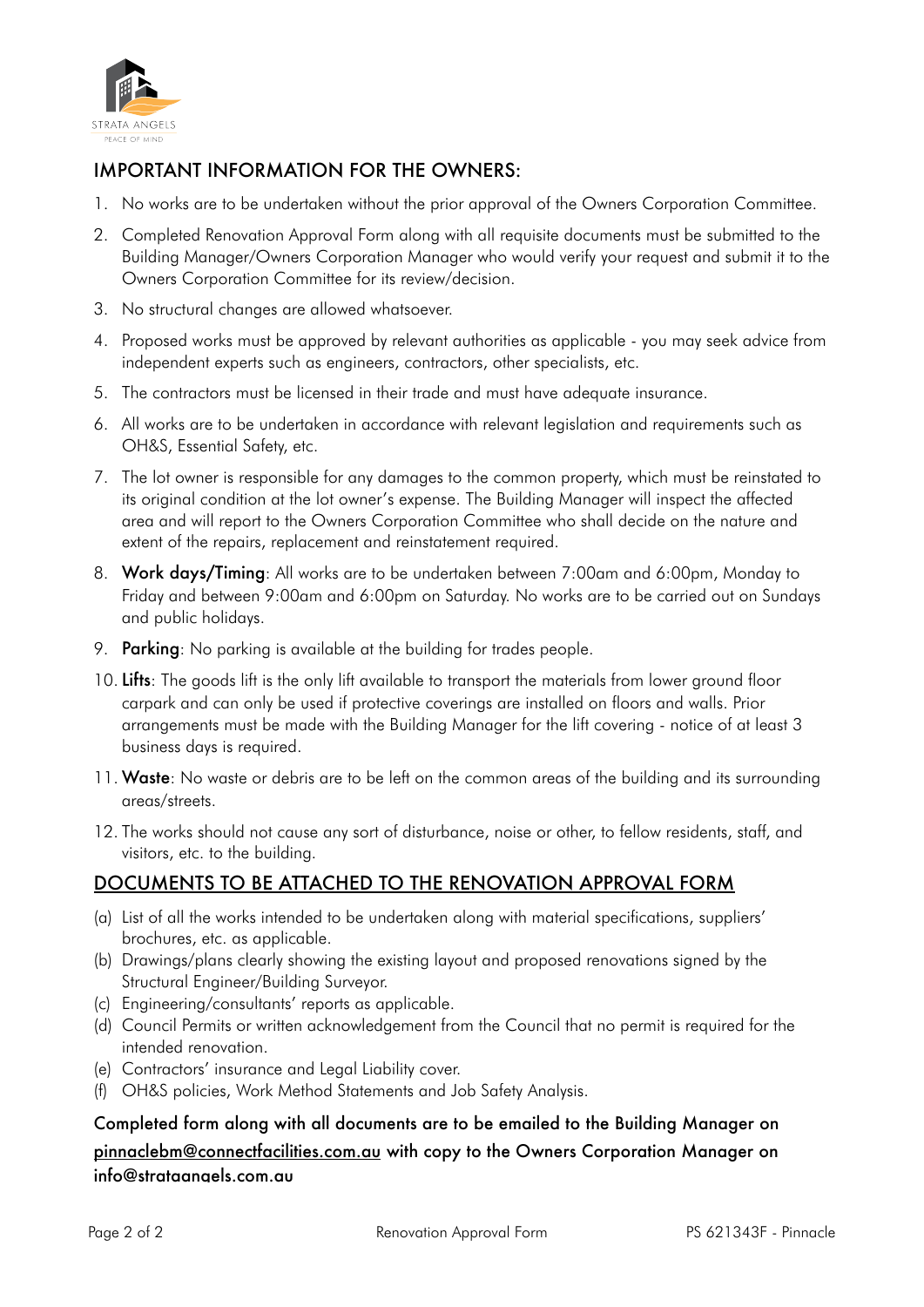## IMPORTANT INFORMATION FOR THE OWNERS:

1. No works are to be undertaken without the prior approval of the Owners Corporation Committee.
2. Completed Renovation Approval Form along with all requisite documents must be submitted to the Building Manager/Owners Corporation Manager who would verify your request and submit it to the Owners Corporation Committee for its review/decision.
3. No structural changes are allowed whatsoever.
4. Proposed works must be approved by relevant authorities as applicable - you may seek advice from independent experts such as engineers, contractors, other specialists, etc.
5. The contractors must be licensed in their trade and must have adequate insurance.
6. All works are to be undertaken in accordance with relevant legislation and requirements such as OH&S, Essential Safety, etc.
7. The lot owner is responsible for any damages to the common property, which must be reinstated to its original condition at the lot owner's expense. The Building Manager will inspect the affected area and will report to the Owners Corporation Committee who shall decide on the nature and extent of the repairs, replacement and reinstatement required.
8. **Work days/Timing**: All works are to be undertaken between 7:00am and 6:00pm, Monday to Friday and between 9:00am and 6:00pm on Saturday. No works are to be carried out on Sundays and public holidays.
9. **Parking**: No parking is available at the building for trades people.
10. **Lifts**: The goods lift is the only lift available to transport the materials from lower ground floor carpark and can only be used if protective coverings are installed on floors and walls. Prior arrangements must be made with the Building Manager for the lift covering - notice of at least 3 business days is required.
11. **Waste**: No waste or debris are to be left on the common areas of the building and its surrounding areas/streets.
12. The works should not cause any sort of disturbance, noise or other, to fellow residents, staff, and visitors, etc. to the building.

## DOCUMENTS TO BE ATTACHED TO THE RENOVATION APPROVAL FORM

(a) List of all the works intended to be undertaken along with material specifications, suppliers' brochures, etc. as applicable.
(b) Drawings/plans clearly showing the existing layout and proposed renovations signed by the Structural Engineer/Building Surveyor.
(c) Engineering/consultants' reports as applicable.
(d) Council Permits or written acknowledgement from the Council that no permit is required for the intended renovation.
(e) Contractors' insurance and Legal Liability cover.
(f) OH&S policies, Work Method Statements and Job Safety Analysis.

**Completed form along with all documents are to be emailed to the Building Manager on pinnaclebm@connectfacilities.com.au with copy to the Owners Corporation Manager on info@strataangels.com.au**